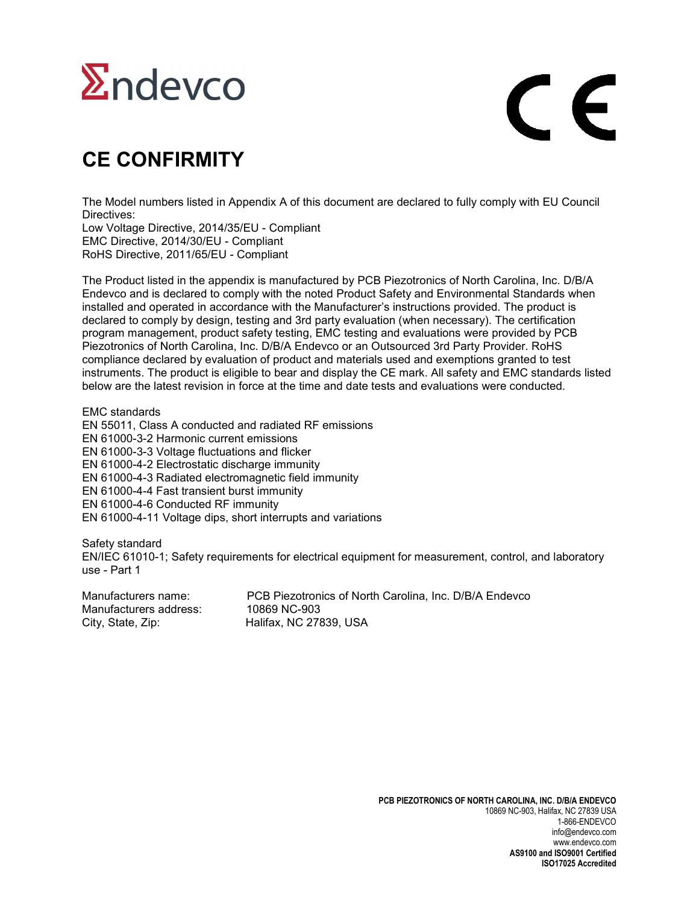Endevco

CE

# CE CONFIRMITY

The Model numbers listed in Appendix A of this document are declared to fully comply with EU Council Directives:
Low Voltage Directive, 2014/35/EU - Compliant
EMC Directive, 2014/30/EU - Compliant
RoHS Directive, 2011/65/EU - Compliant

The Product listed in the appendix is manufactured by PCB Piezotronics of North Carolina, Inc. D/B/A Endevco and is declared to comply with the noted Product Safety and Environmental Standards when installed and operated in accordance with the Manufacturer's instructions provided. The product is declared to comply by design, testing and 3rd party evaluation (when necessary). The certification program management, product safety testing, EMC testing and evaluations were provided by PCB Piezotronics of North Carolina, Inc. D/B/A Endevco or an Outsourced 3rd Party Provider. RoHS compliance declared by evaluation of product and materials used and exemptions granted to test instruments. The product is eligible to bear and display the CE mark. All safety and EMC standards listed below are the latest revision in force at the time and date tests and evaluations were conducted.

EMC standards
EN 55011, Class A conducted and radiated RF emissions
EN 61000-3-2 Harmonic current emissions
EN 61000-3-3 Voltage fluctuations and flicker
EN 61000-4-2 Electrostatic discharge immunity
EN 61000-4-3 Radiated electromagnetic field immunity
EN 61000-4-4 Fast transient burst immunity
EN 61000-4-6 Conducted RF immunity
EN 61000-4-11 Voltage dips, short interrupts and variations

Safety standard
EN/IEC 61010-1; Safety requirements for electrical equipment for measurement, control, and laboratory use - Part 1

Manufacturers name: PCB Piezotronics of North Carolina, Inc. D/B/A Endevco
Manufacturers address: 10869 NC-903
City, State, Zip: Halifax, NC 27839, USA

**PCB PIEZOTRONICS OF NORTH CAROLINA, INC. D/B/A ENDEVCO**
10869 NC-903, Halifax, NC 27839 USA
1-866-ENDEVCO
info@endevco.com
www.endevco.com
**AS9100 and ISO9001 Certified**
**ISO17025 Accredited**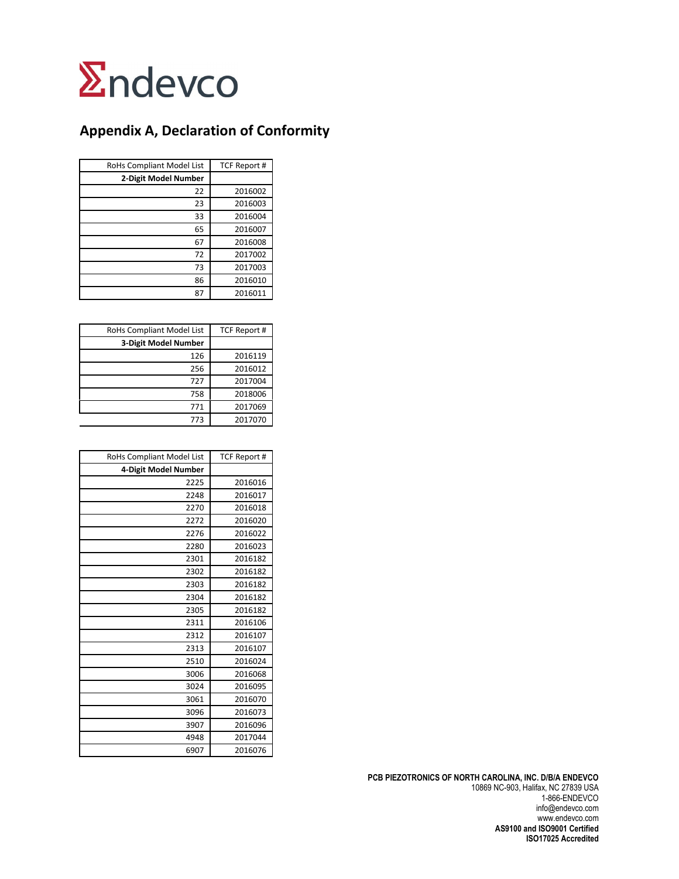Endevco

## Appendix A, Declaration of Conformity

| RoHs Compliant Model List | TCF Report # |
|---|---|
| **2-Digit Model Number** | |
| 22 | 2016002 |
| 23 | 2016003 |
| 33 | 2016004 |
| 65 | 2016007 |
| 67 | 2016008 |
| 72 | 2017002 |
| 73 | 2017003 |
| 86 | 2016010 |
| 87 | 2016011 |

| RoHs Compliant Model List | TCF Report # |
|---|---|
| **3-Digit Model Number** | |
| 126 | 2016119 |
| 256 | 2016012 |
| 727 | 2017004 |
| 758 | 2018006 |
| 771 | 2017069 |
| 773 | 2017070 |

| RoHs Compliant Model List | TCF Report # |
|---|---|
| **4-Digit Model Number** | |
| 2225 | 2016016 |
| 2248 | 2016017 |
| 2270 | 2016018 |
| 2272 | 2016020 |
| 2276 | 2016022 |
| 2280 | 2016023 |
| 2301 | 2016182 |
| 2302 | 2016182 |
| 2303 | 2016182 |
| 2304 | 2016182 |
| 2305 | 2016182 |
| 2311 | 2016106 |
| 2312 | 2016107 |
| 2313 | 2016107 |
| 2510 | 2016024 |
| 3006 | 2016068 |
| 3024 | 2016095 |
| 3061 | 2016070 |
| 3096 | 2016073 |
| 3907 | 2016096 |
| 4948 | 2017044 |
| 6907 | 2016076 |

**PCB PIEZOTRONICS OF NORTH CAROLINA, INC. D/B/A ENDEVCO**
10869 NC-903, Halifax, NC 27839 USA
1-866-ENDEVCO
info@endevco.com
www.endevco.com
**AS9100 and ISO9001 Certified**
**ISO17025 Accredited**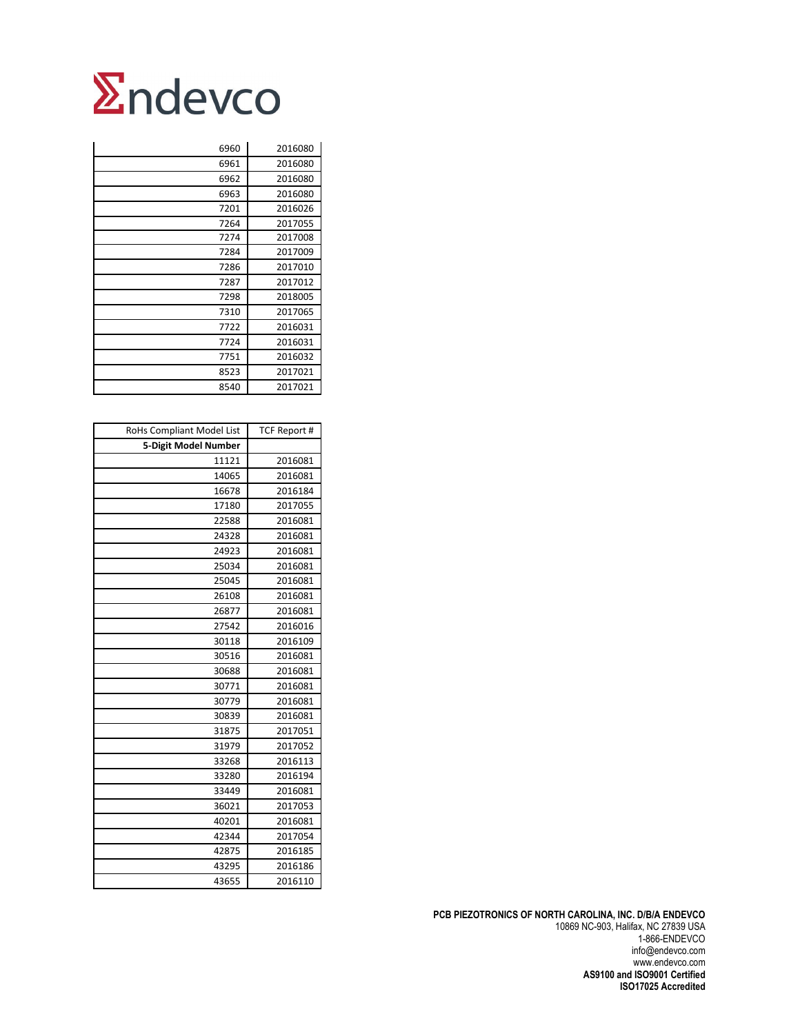Endevco

| | |
|---|---|
| 6960 | 2016080 |
| 6961 | 2016080 |
| 6962 | 2016080 |
| 6963 | 2016080 |
| 7201 | 2016026 |
| 7264 | 2017055 |
| 7274 | 2017008 |
| 7284 | 2017009 |
| 7286 | 2017010 |
| 7287 | 2017012 |
| 7298 | 2018005 |
| 7310 | 2017065 |
| 7722 | 2016031 |
| 7724 | 2016031 |
| 7751 | 2016032 |
| 8523 | 2017021 |
| 8540 | 2017021 |

| RoHs Compliant Model List | TCF Report # |
|---|---|
| **5-Digit Model Number** | |
| 11121 | 2016081 |
| 14065 | 2016081 |
| 16678 | 2016184 |
| 17180 | 2017055 |
| 22588 | 2016081 |
| 24328 | 2016081 |
| 24923 | 2016081 |
| 25034 | 2016081 |
| 25045 | 2016081 |
| 26108 | 2016081 |
| 26877 | 2016081 |
| 27542 | 2016016 |
| 30118 | 2016109 |
| 30516 | 2016081 |
| 30688 | 2016081 |
| 30771 | 2016081 |
| 30779 | 2016081 |
| 30839 | 2016081 |
| 31875 | 2017051 |
| 31979 | 2017052 |
| 33268 | 2016113 |
| 33280 | 2016194 |
| 33449 | 2016081 |
| 36021 | 2017053 |
| 40201 | 2016081 |
| 42344 | 2017054 |
| 42875 | 2016185 |
| 43295 | 2016186 |
| 43655 | 2016110 |

**PCB PIEZOTRONICS OF NORTH CAROLINA, INC. D/B/A ENDEVCO**
10869 NC-903, Halifax, NC 27839 USA
1-866-ENDEVCO
info@endevco.com
www.endevco.com
**AS9100 and ISO9001 Certified**
**ISO17025 Accredited**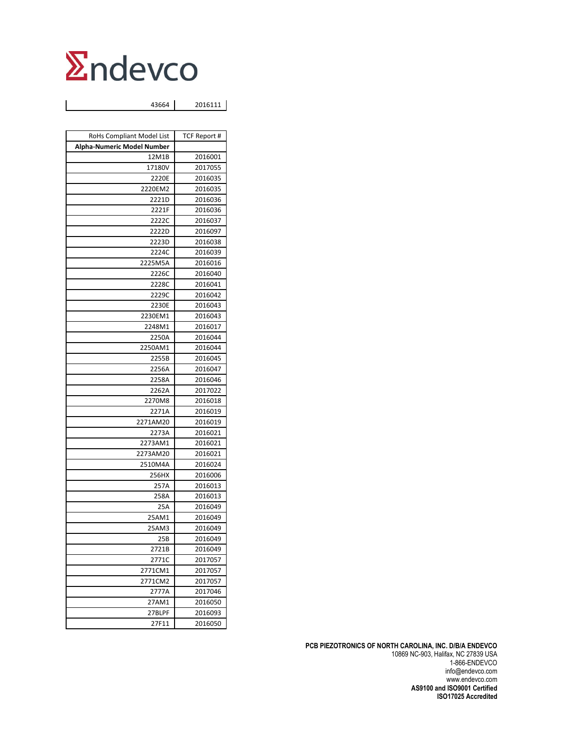# Endevco

| 43664 | 2016111 |
|---|---|

| RoHs Compliant Model List | TCF Report # |
|---|---|
| **Alpha-Numeric Model Number** | |
| 12M1B | 2016001 |
| 17180V | 2017055 |
| 2220E | 2016035 |
| 2220EM2 | 2016035 |
| 2221D | 2016036 |
| 2221F | 2016036 |
| 2222C | 2016037 |
| 2222D | 2016097 |
| 2223D | 2016038 |
| 2224C | 2016039 |
| 2225M5A | 2016016 |
| 2226C | 2016040 |
| 2228C | 2016041 |
| 2229C | 2016042 |
| 2230E | 2016043 |
| 2230EM1 | 2016043 |
| 2248M1 | 2016017 |
| 2250A | 2016044 |
| 2250AM1 | 2016044 |
| 2255B | 2016045 |
| 2256A | 2016047 |
| 2258A | 2016046 |
| 2262A | 2017022 |
| 2270M8 | 2016018 |
| 2271A | 2016019 |
| 2271AM20 | 2016019 |
| 2273A | 2016021 |
| 2273AM1 | 2016021 |
| 2273AM20 | 2016021 |
| 2510M4A | 2016024 |
| 256HX | 2016006 |
| 257A | 2016013 |
| 258A | 2016013 |
| 25A | 2016049 |
| 25AM1 | 2016049 |
| 25AM3 | 2016049 |
| 25B | 2016049 |
| 2721B | 2016049 |
| 2771C | 2017057 |
| 2771CM1 | 2017057 |
| 2771CM2 | 2017057 |
| 2777A | 2017046 |
| 27AM1 | 2016050 |
| 27BLPF | 2016093 |
| 27F11 | 2016050 |

**PCB PIEZOTRONICS OF NORTH CAROLINA, INC. D/B/A ENDEVCO**
10869 NC-903, Halifax, NC 27839 USA
1-866-ENDEVCO
info@endevco.com
www.endevco.com
**AS9100 and ISO9001 Certified**
**ISO17025 Accredited**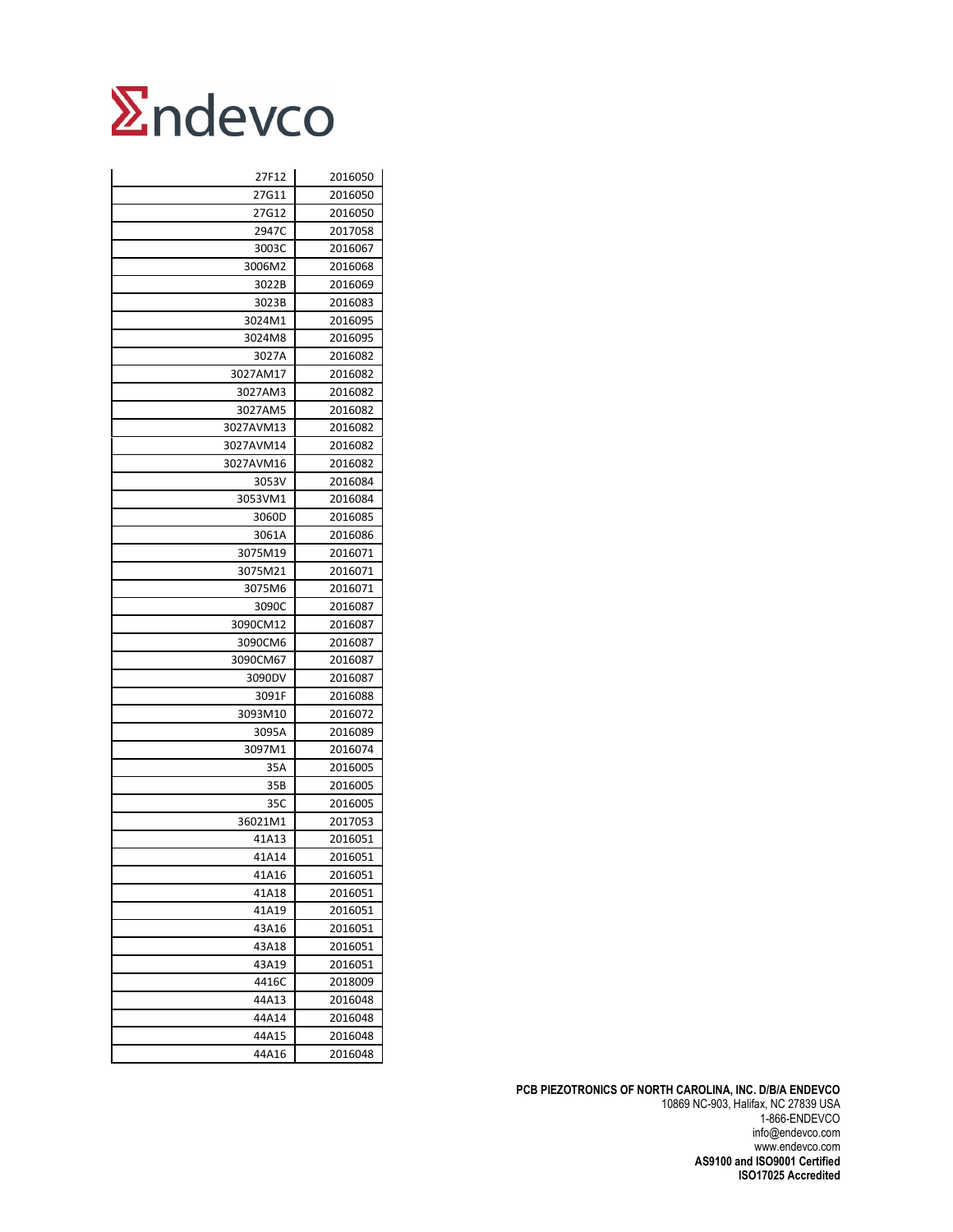# Endevco

| | |
|---|---|
| 27F12 | 2016050 |
| 27G11 | 2016050 |
| 27G12 | 2016050 |
| 2947C | 2017058 |
| 3003C | 2016067 |
| 3006M2 | 2016068 |
| 3022B | 2016069 |
| 3023B | 2016083 |
| 3024M1 | 2016095 |
| 3024M8 | 2016095 |
| 3027A | 2016082 |
| 3027AM17 | 2016082 |
| 3027AM3 | 2016082 |
| 3027AM5 | 2016082 |
| 3027AVM13 | 2016082 |
| 3027AVM14 | 2016082 |
| 3027AVM16 | 2016082 |
| 3053V | 2016084 |
| 3053VM1 | 2016084 |
| 3060D | 2016085 |
| 3061A | 2016086 |
| 3075M19 | 2016071 |
| 3075M21 | 2016071 |
| 3075M6 | 2016071 |
| 3090C | 2016087 |
| 3090CM12 | 2016087 |
| 3090CM6 | 2016087 |
| 3090CM67 | 2016087 |
| 3090DV | 2016087 |
| 3091F | 2016088 |
| 3093M10 | 2016072 |
| 3095A | 2016089 |
| 3097M1 | 2016074 |
| 35A | 2016005 |
| 35B | 2016005 |
| 35C | 2016005 |
| 36021M1 | 2017053 |
| 41A13 | 2016051 |
| 41A14 | 2016051 |
| 41A16 | 2016051 |
| 41A18 | 2016051 |
| 41A19 | 2016051 |
| 43A16 | 2016051 |
| 43A18 | 2016051 |
| 43A19 | 2016051 |
| 4416C | 2018009 |
| 44A13 | 2016048 |
| 44A14 | 2016048 |
| 44A15 | 2016048 |
| 44A16 | 2016048 |

**PCB PIEZOTRONICS OF NORTH CAROLINA, INC. D/B/A ENDEVCO**
10869 NC-903, Halifax, NC 27839 USA
1-866-ENDEVCO
info@endevco.com
www.endevco.com
**AS9100 and ISO9001 Certified**
**ISO17025 Accredited**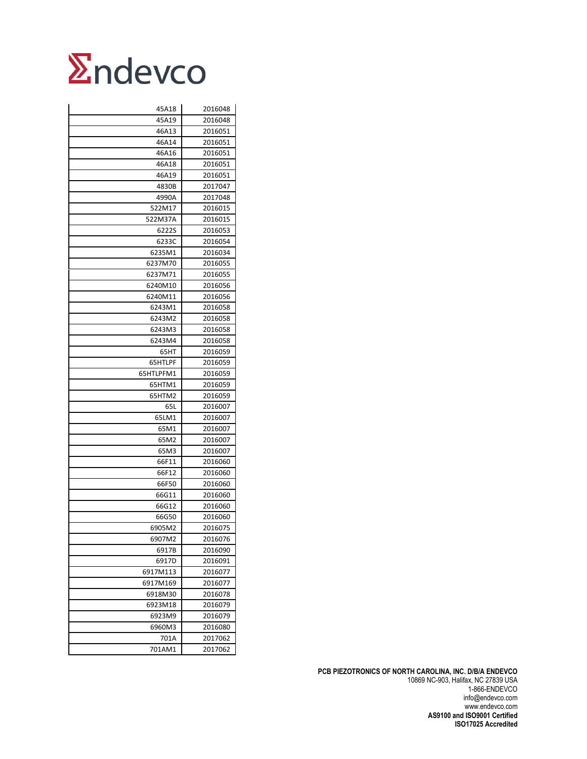| 45A18 | 2016048 |
|---:|---:|
| 45A19 | 2016048 |
| 46A13 | 2016051 |
| 46A14 | 2016051 |
| 46A16 | 2016051 |
| 46A18 | 2016051 |
| 46A19 | 2016051 |
| 4830B | 2017047 |
| 4990A | 2017048 |
| 522M17 | 2016015 |
| 522M37A | 2016015 |
| 6222S | 2016053 |
| 6233C | 2016054 |
| 6235M1 | 2016034 |
| 6237M70 | 2016055 |
| 6237M71 | 2016055 |
| 6240M10 | 2016056 |
| 6240M11 | 2016056 |
| 6243M1 | 2016058 |
| 6243M2 | 2016058 |
| 6243M3 | 2016058 |
| 6243M4 | 2016058 |
| 65HT | 2016059 |
| 65HTLPF | 2016059 |
| 65HTLPFM1 | 2016059 |
| 65HTM1 | 2016059 |
| 65HTM2 | 2016059 |
| 65L | 2016007 |
| 65LM1 | 2016007 |
| 65M1 | 2016007 |
| 65M2 | 2016007 |
| 65M3 | 2016007 |
| 66F11 | 2016060 |
| 66F12 | 2016060 |
| 66F50 | 2016060 |
| 66G11 | 2016060 |
| 66G12 | 2016060 |
| 66G50 | 2016060 |
| 6905M2 | 2016075 |
| 6907M2 | 2016076 |
| 6917B | 2016090 |
| 6917D | 2016091 |
| 6917M113 | 2016077 |
| 6917M169 | 2016077 |
| 6918M30 | 2016078 |
| 6923M18 | 2016079 |
| 6923M9 | 2016079 |
| 6960M3 | 2016080 |
| 701A | 2017062 |
| 701AM1 | 2017062 |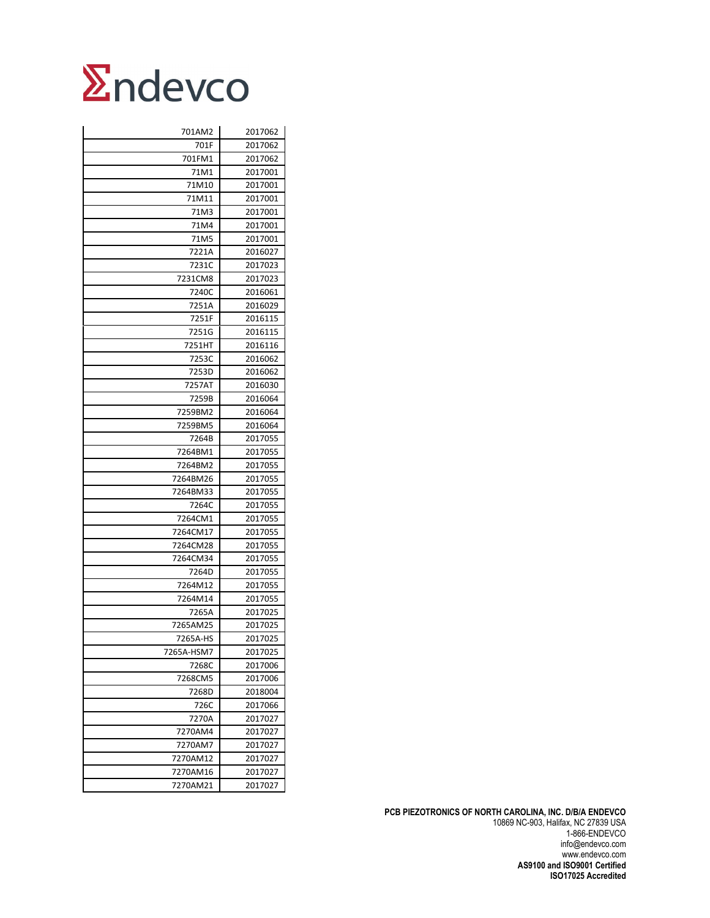# Endevco

| | |
|---|---|
| 701AM2 | 2017062 |
| 701F | 2017062 |
| 701FM1 | 2017062 |
| 71M1 | 2017001 |
| 71M10 | 2017001 |
| 71M11 | 2017001 |
| 71M3 | 2017001 |
| 71M4 | 2017001 |
| 71M5 | 2017001 |
| 7221A | 2016027 |
| 7231C | 2017023 |
| 7231CM8 | 2017023 |
| 7240C | 2016061 |
| 7251A | 2016029 |
| 7251F | 2016115 |
| 7251G | 2016115 |
| 7251HT | 2016116 |
| 7253C | 2016062 |
| 7253D | 2016062 |
| 7257AT | 2016030 |
| 7259B | 2016064 |
| 7259BM2 | 2016064 |
| 7259BM5 | 2016064 |
| 7264B | 2017055 |
| 7264BM1 | 2017055 |
| 7264BM2 | 2017055 |
| 7264BM26 | 2017055 |
| 7264BM33 | 2017055 |
| 7264C | 2017055 |
| 7264CM1 | 2017055 |
| 7264CM17 | 2017055 |
| 7264CM28 | 2017055 |
| 7264CM34 | 2017055 |
| 7264D | 2017055 |
| 7264M12 | 2017055 |
| 7264M14 | 2017055 |
| 7265A | 2017025 |
| 7265AM25 | 2017025 |
| 7265A-HS | 2017025 |
| 7265A-HSM7 | 2017025 |
| 7268C | 2017006 |
| 7268CM5 | 2017006 |
| 7268D | 2018004 |
| 726C | 2017066 |
| 7270A | 2017027 |
| 7270AM4 | 2017027 |
| 7270AM7 | 2017027 |
| 7270AM12 | 2017027 |
| 7270AM16 | 2017027 |
| 7270AM21 | 2017027 |

**PCB PIEZOTRONICS OF NORTH CAROLINA, INC. D/B/A ENDEVCO**
10869 NC-903, Halifax, NC 27839 USA
1-866-ENDEVCO
info@endevco.com
www.endevco.com
**AS9100 and ISO9001 Certified**
**ISO17025 Accredited**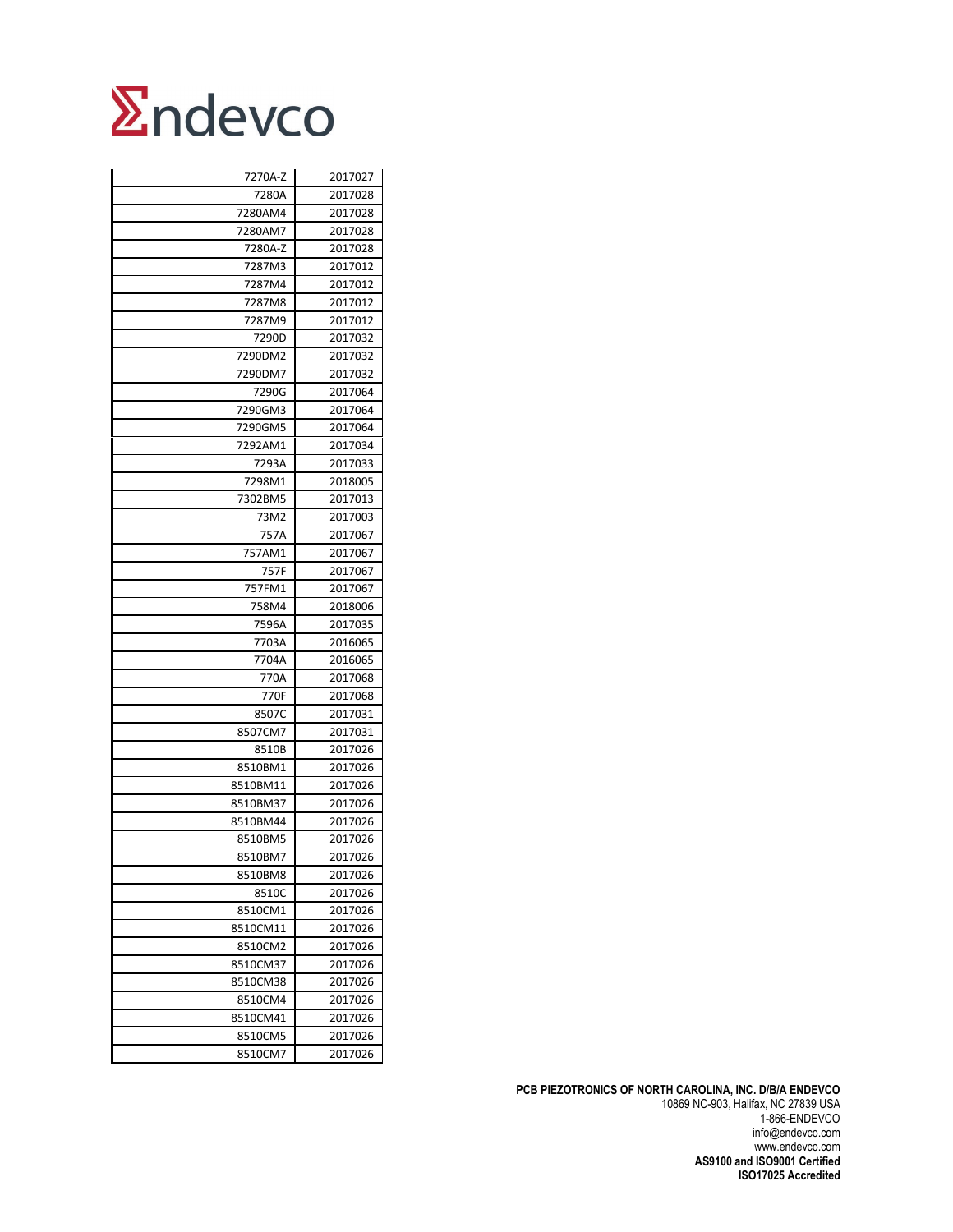# Endevco

| | |
|---|---|
| 7270A-Z | 2017027 |
| 7280A | 2017028 |
| 7280AM4 | 2017028 |
| 7280AM7 | 2017028 |
| 7280A-Z | 2017028 |
| 7287M3 | 2017012 |
| 7287M4 | 2017012 |
| 7287M8 | 2017012 |
| 7287M9 | 2017012 |
| 7290D | 2017032 |
| 7290DM2 | 2017032 |
| 7290DM7 | 2017032 |
| 7290G | 2017064 |
| 7290GM3 | 2017064 |
| 7290GM5 | 2017064 |
| 7292AM1 | 2017034 |
| 7293A | 2017033 |
| 7298M1 | 2018005 |
| 7302BM5 | 2017013 |
| 73M2 | 2017003 |
| 757A | 2017067 |
| 757AM1 | 2017067 |
| 757F | 2017067 |
| 757FM1 | 2017067 |
| 758M4 | 2018006 |
| 7596A | 2017035 |
| 7703A | 2016065 |
| 7704A | 2016065 |
| 770A | 2017068 |
| 770F | 2017068 |
| 8507C | 2017031 |
| 8507CM7 | 2017031 |
| 8510B | 2017026 |
| 8510BM1 | 2017026 |
| 8510BM11 | 2017026 |
| 8510BM37 | 2017026 |
| 8510BM44 | 2017026 |
| 8510BM5 | 2017026 |
| 8510BM7 | 2017026 |
| 8510BM8 | 2017026 |
| 8510C | 2017026 |
| 8510CM1 | 2017026 |
| 8510CM11 | 2017026 |
| 8510CM2 | 2017026 |
| 8510CM37 | 2017026 |
| 8510CM38 | 2017026 |
| 8510CM4 | 2017026 |
| 8510CM41 | 2017026 |
| 8510CM5 | 2017026 |
| 8510CM7 | 2017026 |

**PCB PIEZOTRONICS OF NORTH CAROLINA, INC. D/B/A ENDEVCO**
10869 NC-903, Halifax, NC 27839 USA
1-866-ENDEVCO
info@endevco.com
www.endevco.com
**AS9100 and ISO9001 Certified**
**ISO17025 Accredited**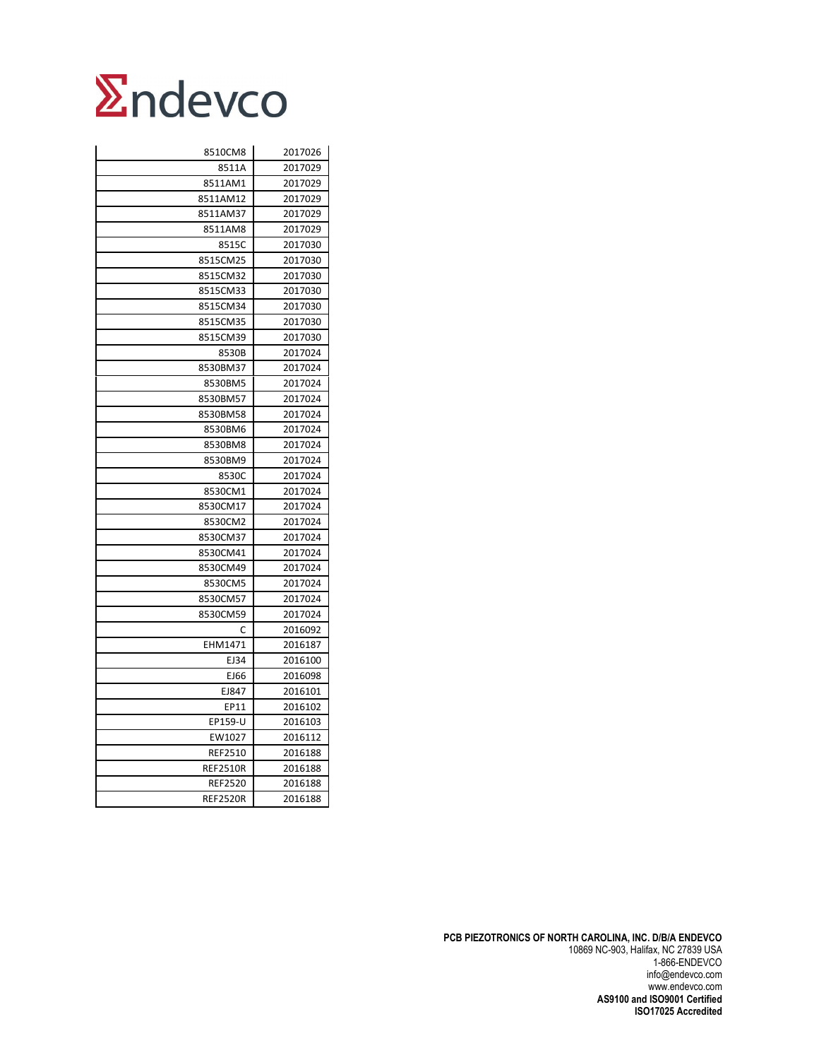# Endevco

| | |
|---|---|
| 8510CM8 | 2017026 |
| 8511A | 2017029 |
| 8511AM1 | 2017029 |
| 8511AM12 | 2017029 |
| 8511AM37 | 2017029 |
| 8511AM8 | 2017029 |
| 8515C | 2017030 |
| 8515CM25 | 2017030 |
| 8515CM32 | 2017030 |
| 8515CM33 | 2017030 |
| 8515CM34 | 2017030 |
| 8515CM35 | 2017030 |
| 8515CM39 | 2017030 |
| 8530B | 2017024 |
| 8530BM37 | 2017024 |
| 8530BM5 | 2017024 |
| 8530BM57 | 2017024 |
| 8530BM58 | 2017024 |
| 8530BM6 | 2017024 |
| 8530BM8 | 2017024 |
| 8530BM9 | 2017024 |
| 8530C | 2017024 |
| 8530CM1 | 2017024 |
| 8530CM17 | 2017024 |
| 8530CM2 | 2017024 |
| 8530CM37 | 2017024 |
| 8530CM41 | 2017024 |
| 8530CM49 | 2017024 |
| 8530CM5 | 2017024 |
| 8530CM57 | 2017024 |
| 8530CM59 | 2017024 |
| C | 2016092 |
| EHM1471 | 2016187 |
| EJ34 | 2016100 |
| EJ66 | 2016098 |
| EJ847 | 2016101 |
| EP11 | 2016102 |
| EP159-U | 2016103 |
| EW1027 | 2016112 |
| REF2510 | 2016188 |
| REF2510R | 2016188 |
| REF2520 | 2016188 |
| REF2520R | 2016188 |

**PCB PIEZOTRONICS OF NORTH CAROLINA, INC. D/B/A ENDEVCO**
10869 NC-903, Halifax, NC 27839 USA
1-866-ENDEVCO
info@endevco.com
www.endevco.com
**AS9100 and ISO9001 Certified**
**ISO17025 Accredited**